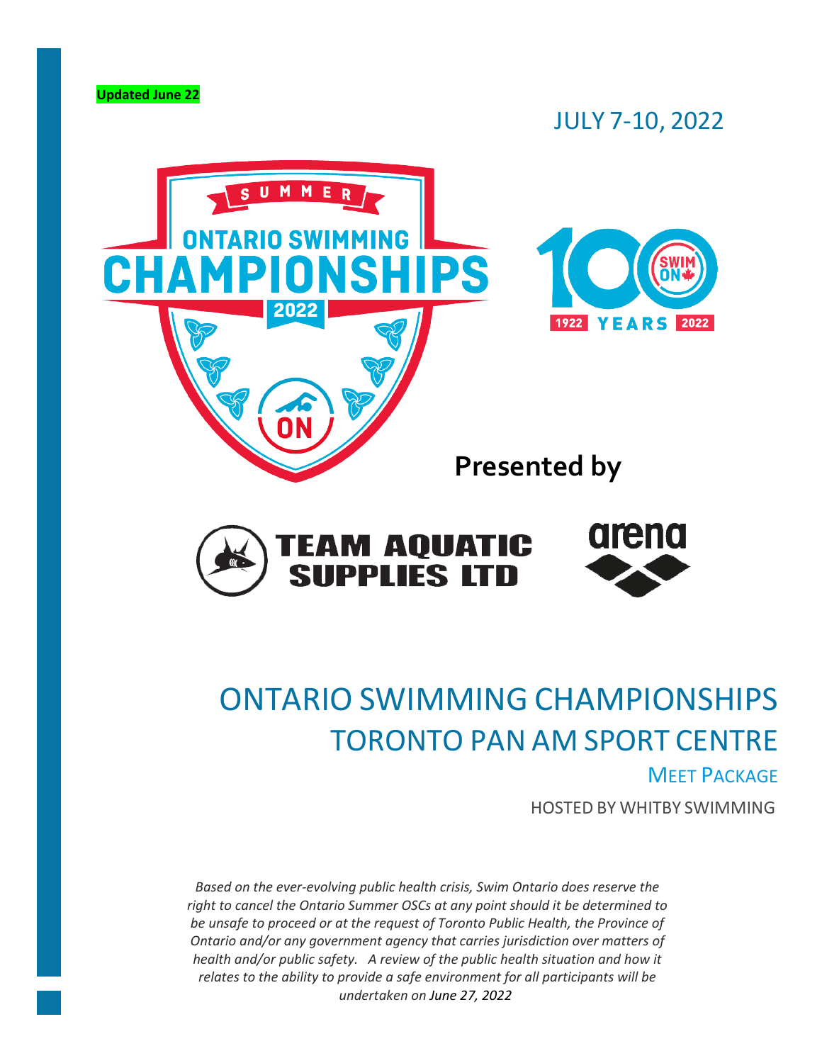**Updated June 22**

JULY 7-10, 2022

**Presented by**

# ONTARIO SWIMMING CHAMPIONSHIPS

# TORONTO PAN AM SPORT CENTRE

## MEET PACKAGE

HOSTED BY WHITBY SWIMMING

*Based on the ever-evolving public health crisis, Swim Ontario does reserve the right to cancel the Ontario Summer OSCs at any point should it be determined to be unsafe to proceed or at the request of Toronto Public Health, the Province of Ontario and/or any government agency that carries jurisdiction over matters of health and/or public safety. A review of the public health situation and how it relates to the ability to provide a safe environment for all participants will be undertaken on June 27, 2022*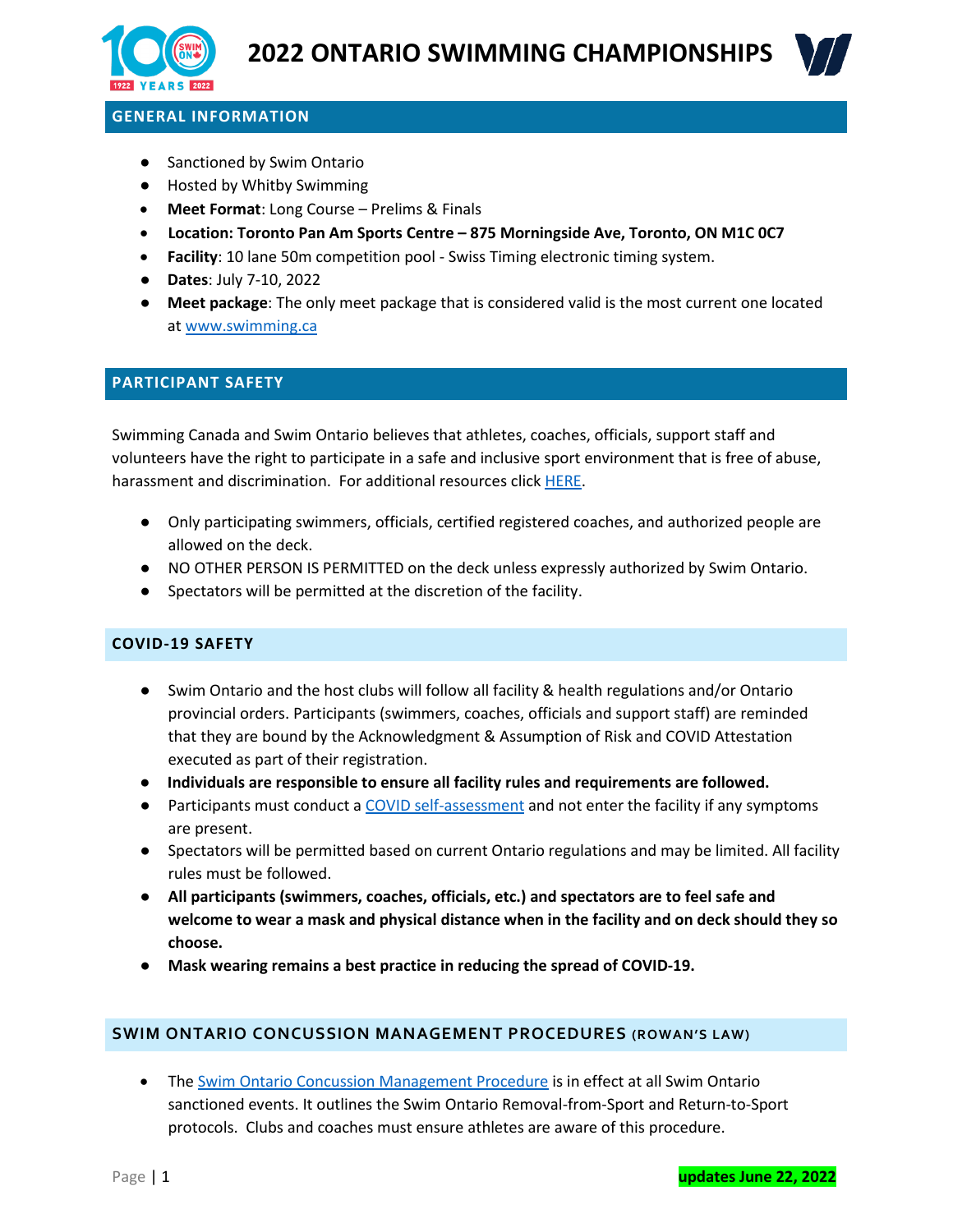# 2022 ONTARIO SWIMMING CHAMPIONSHIPS

## GENERAL INFORMATION

- Sanctioned by Swim Ontario
- Hosted by Whitby Swimming
- **Meet Format**: Long Course – Prelims & Finals
- **Location: Toronto Pan Am Sports Centre – 875 Morningside Ave, Toronto, ON M1C 0C7**
- **Facility**: 10 lane 50m competition pool - Swiss Timing electronic timing system.
- **Dates**: July 7-10, 2022
- **Meet package**: The only meet package that is considered valid is the most current one located at www.swimming.ca

## PARTICIPANT SAFETY

Swimming Canada and Swim Ontario believes that athletes, coaches, officials, support staff and volunteers have the right to participate in a safe and inclusive sport environment that is free of abuse, harassment and discrimination. For additional resources click HERE.

- Only participating swimmers, officials, certified registered coaches, and authorized people are allowed on the deck.
- NO OTHER PERSON IS PERMITTED on the deck unless expressly authorized by Swim Ontario.
- Spectators will be permitted at the discretion of the facility.

## COVID-19 SAFETY

- Swim Ontario and the host clubs will follow all facility & health regulations and/or Ontario provincial orders. Participants (swimmers, coaches, officials and support staff) are reminded that they are bound by the Acknowledgment & Assumption of Risk and COVID Attestation executed as part of their registration.
- **Individuals are responsible to ensure all facility rules and requirements are followed.**
- Participants must conduct a COVID self-assessment and not enter the facility if any symptoms are present.
- Spectators will be permitted based on current Ontario regulations and may be limited. All facility rules must be followed.
- **All participants (swimmers, coaches, officials, etc.) and spectators are to feel safe and welcome to wear a mask and physical distance when in the facility and on deck should they so choose.**
- **Mask wearing remains a best practice in reducing the spread of COVID-19.**

## SWIM ONTARIO CONCUSSION MANAGEMENT PROCEDURES (ROWAN'S LAW)

- The Swim Ontario Concussion Management Procedure is in effect at all Swim Ontario sanctioned events. It outlines the Swim Ontario Removal-from-Sport and Return-to-Sport protocols. Clubs and coaches must ensure athletes are aware of this procedure.

updates June 22, 2022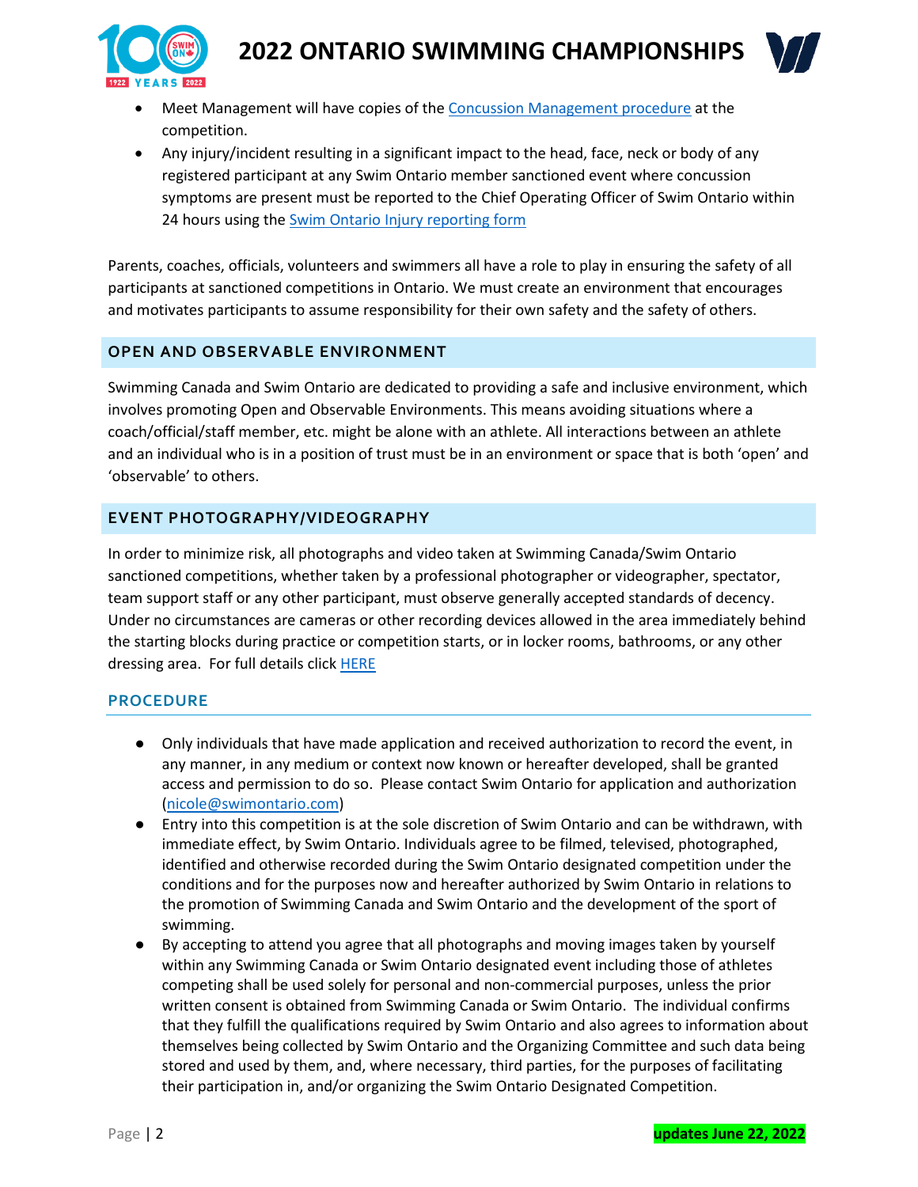- Meet Management will have copies of the [Concussion Management procedure](#) at the competition.
- Any injury/incident resulting in a significant impact to the head, face, neck or body of any registered participant at any Swim Ontario member sanctioned event where concussion symptoms are present must be reported to the Chief Operating Officer of Swim Ontario within 24 hours using the [Swim Ontario Injury reporting form](#)

Parents, coaches, officials, volunteers and swimmers all have a role to play in ensuring the safety of all participants at sanctioned competitions in Ontario. We must create an environment that encourages and motivates participants to assume responsibility for their own safety and the safety of others.

## OPEN AND OBSERVABLE ENVIRONMENT

Swimming Canada and Swim Ontario are dedicated to providing a safe and inclusive environment, which involves promoting Open and Observable Environments. This means avoiding situations where a coach/official/staff member, etc. might be alone with an athlete. All interactions between an athlete and an individual who is in a position of trust must be in an environment or space that is both 'open' and 'observable' to others.

## EVENT PHOTOGRAPHY/VIDEOGRAPHY

In order to minimize risk, all photographs and video taken at Swimming Canada/Swim Ontario sanctioned competitions, whether taken by a professional photographer or videographer, spectator, team support staff or any other participant, must observe generally accepted standards of decency. Under no circumstances are cameras or other recording devices allowed in the area immediately behind the starting blocks during practice or competition starts, or in locker rooms, bathrooms, or any other dressing area. For full details click [HERE](#)

### PROCEDURE

- Only individuals that have made application and received authorization to record the event, in any manner, in any medium or context now known or hereafter developed, shall be granted access and permission to do so. Please contact Swim Ontario for application and authorization (nicole@swimontario.com)
- Entry into this competition is at the sole discretion of Swim Ontario and can be withdrawn, with immediate effect, by Swim Ontario. Individuals agree to be filmed, televised, photographed, identified and otherwise recorded during the Swim Ontario designated competition under the conditions and for the purposes now and hereafter authorized by Swim Ontario in relations to the promotion of Swimming Canada and Swim Ontario and the development of the sport of swimming.
- By accepting to attend you agree that all photographs and moving images taken by yourself within any Swimming Canada or Swim Ontario designated event including those of athletes competing shall be used solely for personal and non-commercial purposes, unless the prior written consent is obtained from Swimming Canada or Swim Ontario. The individual confirms that they fulfill the qualifications required by Swim Ontario and also agrees to information about themselves being collected by Swim Ontario and the Organizing Committee and such data being stored and used by them, and, where necessary, third parties, for the purposes of facilitating their participation in, and/or organizing the Swim Ontario Designated Competition.

updates June 22, 2022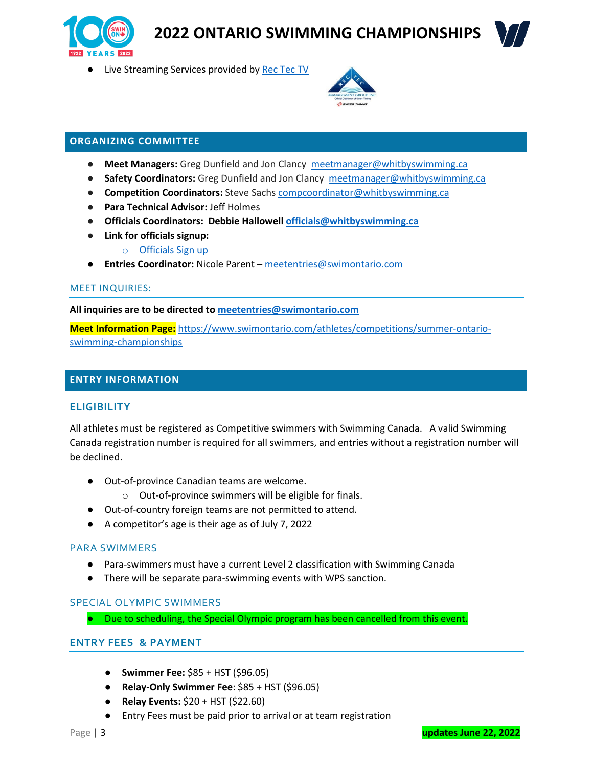- Live Streaming Services provided by Rec Tec TV

## ORGANIZING COMMITTEE

- **Meet Managers:** Greg Dunfield and Jon Clancy meetmanager@whitbyswimming.ca
- **Safety Coordinators:** Greg Dunfield and Jon Clancy meetmanager@whitbyswimming.ca
- **Competition Coordinators:** Steve Sachs compcoordinator@whitbyswimming.ca
- **Para Technical Advisor:** Jeff Holmes
- **Officials Coordinators: Debbie Hallowell officials@whitbyswimming.ca**
- **Link for officials signup:**
  - Officials Sign up
- **Entries Coordinator:** Nicole Parent – meetentries@swimontario.com

### MEET INQUIRIES:

**All inquiries are to be directed to meetentries@swimontario.com**

**Meet Information Page:** https://www.swimontario.com/athletes/competitions/summer-ontario-swimming-championships

## ENTRY INFORMATION

### ELIGIBILITY

All athletes must be registered as Competitive swimmers with Swimming Canada. A valid Swimming Canada registration number is required for all swimmers, and entries without a registration number will be declined.

- Out-of-province Canadian teams are welcome.
  - Out-of-province swimmers will be eligible for finals.
- Out-of-country foreign teams are not permitted to attend.
- A competitor's age is their age as of July 7, 2022

### PARA SWIMMERS

- Para-swimmers must have a current Level 2 classification with Swimming Canada
- There will be separate para-swimming events with WPS sanction.

### SPECIAL OLYMPIC SWIMMERS

- Due to scheduling, the Special Olympic program has been cancelled from this event.

### ENTRY FEES & PAYMENT

- **Swimmer Fee:** $85 + HST ($96.05)
- **Relay-Only Swimmer Fee**: $85 + HST ($96.05)
- **Relay Events:** $20 + HST ($22.60)
- Entry Fees must be paid prior to arrival or at team registration

**updates June 22, 2022**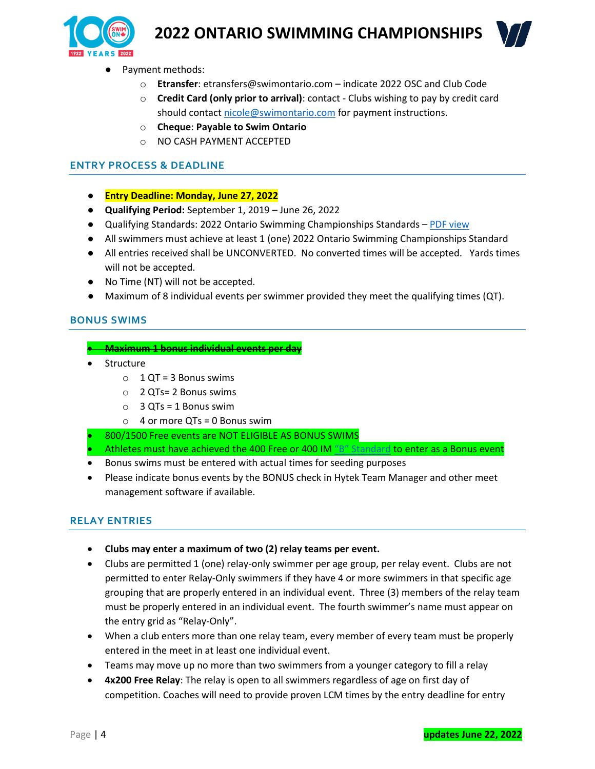- Payment methods:
  - **Etransfer**: etransfers@swimontario.com – indicate 2022 OSC and Club Code
  - **Credit Card (only prior to arrival)**: contact - Clubs wishing to pay by credit card should contact nicole@swimontario.com for payment instructions.
  - **Cheque**: **Payable to Swim Ontario**
  - NO CASH PAYMENT ACCEPTED

## ENTRY PROCESS & DEADLINE

- **Entry Deadline: Monday, June 27, 2022**
- **Qualifying Period:** September 1, 2019 – June 26, 2022
- Qualifying Standards: 2022 Ontario Swimming Championships Standards – PDF view
- All swimmers must achieve at least 1 (one) 2022 Ontario Swimming Championships Standard
- All entries received shall be UNCONVERTED. No converted times will be accepted. Yards times will not be accepted.
- No Time (NT) will not be accepted.
- Maximum of 8 individual events per swimmer provided they meet the qualifying times (QT).

## BONUS SWIMS

- ~~**Maximum 1 bonus individual events per day**~~
- Structure
  - 1 QT = 3 Bonus swims
  - 2 QTs= 2 Bonus swims
  - 3 QTs = 1 Bonus swim
  - 4 or more QTs = 0 Bonus swim
- 800/1500 Free events are NOT ELIGIBLE AS BONUS SWIMS
- Athletes must have achieved the 400 Free or 400 IM "B" Standard to enter as a Bonus event
- Bonus swims must be entered with actual times for seeding purposes
- Please indicate bonus events by the BONUS check in Hytek Team Manager and other meet management software if available.

## RELAY ENTRIES

- **Clubs may enter a maximum of two (2) relay teams per event.**
- Clubs are permitted 1 (one) relay-only swimmer per age group, per relay event. Clubs are not permitted to enter Relay-Only swimmers if they have 4 or more swimmers in that specific age grouping that are properly entered in an individual event. Three (3) members of the relay team must be properly entered in an individual event. The fourth swimmer's name must appear on the entry grid as "Relay-Only".
- When a club enters more than one relay team, every member of every team must be properly entered in the meet in at least one individual event.
- Teams may move up no more than two swimmers from a younger category to fill a relay
- **4x200 Free Relay**: The relay is open to all swimmers regardless of age on first day of competition. Coaches will need to provide proven LCM times by the entry deadline for entry

updates June 22, 2022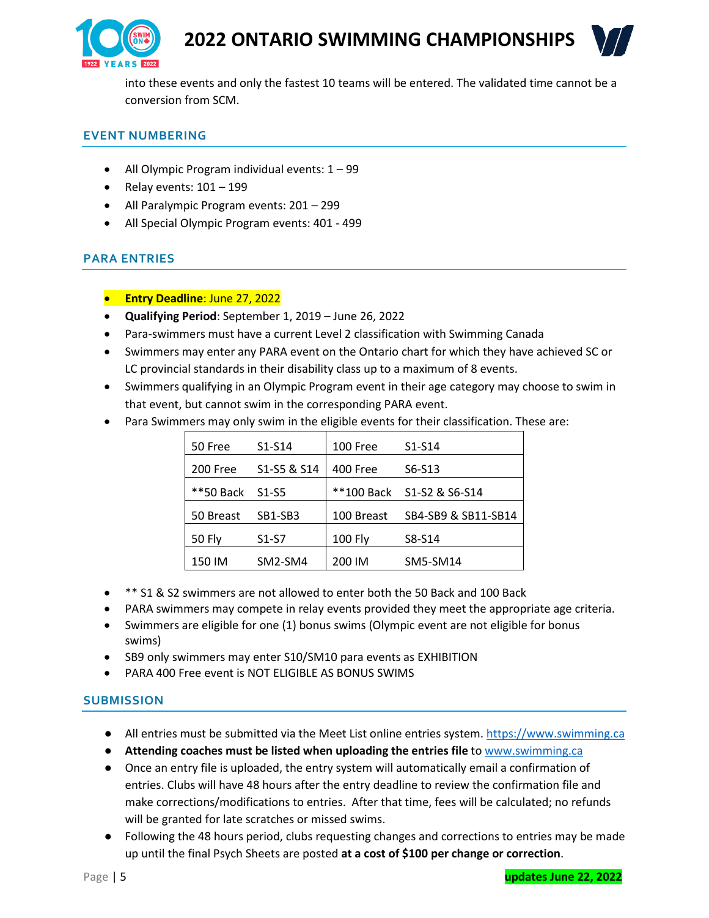into these events and only the fastest 10 teams will be entered. The validated time cannot be a conversion from SCM.

## EVENT NUMBERING

- All Olympic Program individual events: 1 – 99
- Relay events: 101 – 199
- All Paralympic Program events: 201 – 299
- All Special Olympic Program events: 401 - 499

## PARA ENTRIES

- **Entry Deadline**: June 27, 2022
- **Qualifying Period**: September 1, 2019 – June 26, 2022
- Para-swimmers must have a current Level 2 classification with Swimming Canada
- Swimmers may enter any PARA event on the Ontario chart for which they have achieved SC or LC provincial standards in their disability class up to a maximum of 8 events.
- Swimmers qualifying in an Olympic Program event in their age category may choose to swim in that event, but cannot swim in the corresponding PARA event.
- Para Swimmers may only swim in the eligible events for their classification. These are:

| Event | Class | Event | Class |
|---|---|---|---|
| 50 Free | S1-S14 | 100 Free | S1-S14 |
| 200 Free | S1-S5 & S14 | 400 Free | S6-S13 |
| **50 Back | S1-S5 | **100 Back | S1-S2 & S6-S14 |
| 50 Breast | SB1-SB3 | 100 Breast | SB4-SB9 & SB11-SB14 |
| 50 Fly | S1-S7 | 100 Fly | S8-S14 |
| 150 IM | SM2-SM4 | 200 IM | SM5-SM14 |

- ** S1 & S2 swimmers are not allowed to enter both the 50 Back and 100 Back
- PARA swimmers may compete in relay events provided they meet the appropriate age criteria.
- Swimmers are eligible for one (1) bonus swims (Olympic event are not eligible for bonus swims)
- SB9 only swimmers may enter S10/SM10 para events as EXHIBITION
- PARA 400 Free event is NOT ELIGIBLE AS BONUS SWIMS

## SUBMISSION

- All entries must be submitted via the Meet List online entries system. https://www.swimming.ca
- **Attending coaches must be listed when uploading the entries file** to www.swimming.ca
- Once an entry file is uploaded, the entry system will automatically email a confirmation of entries. Clubs will have 48 hours after the entry deadline to review the confirmation file and make corrections/modifications to entries. After that time, fees will be calculated; no refunds will be granted for late scratches or missed swims.
- Following the 48 hours period, clubs requesting changes and corrections to entries may be made up until the final Psych Sheets are posted **at a cost of $100 per change or correction**.

updates June 22, 2022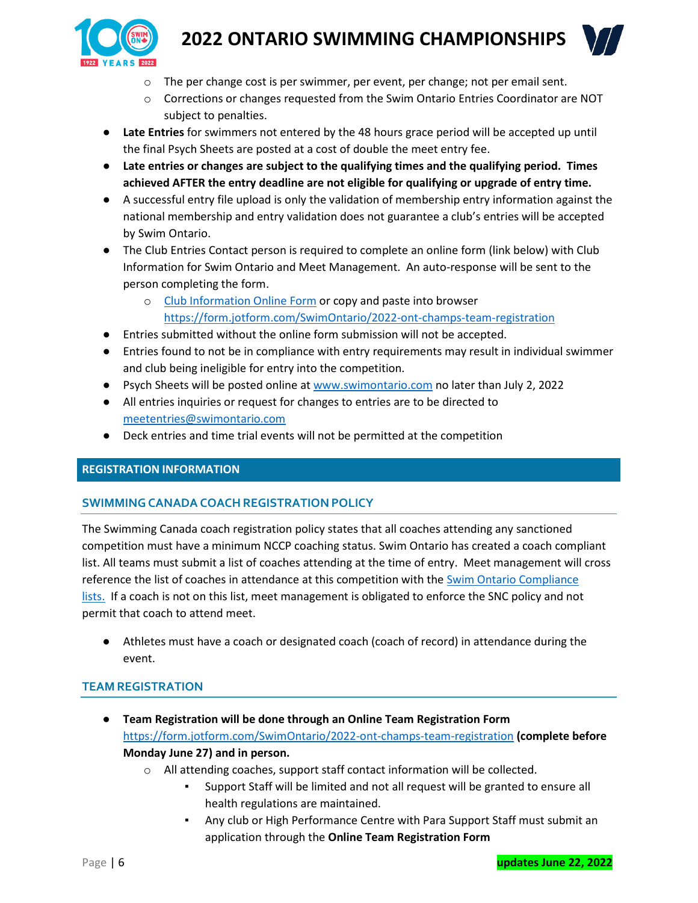- The per change cost is per swimmer, per event, per change; not per email sent.
- Corrections or changes requested from the Swim Ontario Entries Coordinator are NOT subject to penalties.

- **Late Entries** for swimmers not entered by the 48 hours grace period will be accepted up until the final Psych Sheets are posted at a cost of double the meet entry fee.
- **Late entries or changes are subject to the qualifying times and the qualifying period. Times achieved AFTER the entry deadline are not eligible for qualifying or upgrade of entry time.**
- A successful entry file upload is only the validation of membership entry information against the national membership and entry validation does not guarantee a club's entries will be accepted by Swim Ontario.
- The Club Entries Contact person is required to complete an online form (link below) with Club Information for Swim Ontario and Meet Management. An auto-response will be sent to the person completing the form.
  - [Club Information Online Form](https://form.jotform.com/SwimOntario/2022-ont-champs-team-registration) or copy and paste into browser https://form.jotform.com/SwimOntario/2022-ont-champs-team-registration
- Entries submitted without the online form submission will not be accepted.
- Entries found to not be in compliance with entry requirements may result in individual swimmer and club being ineligible for entry into the competition.
- Psych Sheets will be posted online at www.swimontario.com no later than July 2, 2022
- All entries inquiries or request for changes to entries are to be directed to meetentries@swimontario.com
- Deck entries and time trial events will not be permitted at the competition

## REGISTRATION INFORMATION

### SWIMMING CANADA COACH REGISTRATION POLICY

The Swimming Canada coach registration policy states that all coaches attending any sanctioned competition must have a minimum NCCP coaching status. Swim Ontario has created a coach compliant list. All teams must submit a list of coaches attending at the time of entry. Meet management will cross reference the list of coaches in attendance at this competition with the Swim Ontario Compliance lists. If a coach is not on this list, meet management is obligated to enforce the SNC policy and not permit that coach to attend meet.

- Athletes must have a coach or designated coach (coach of record) in attendance during the event.

### TEAM REGISTRATION

- **Team Registration will be done through an Online Team Registration Form** https://form.jotform.com/SwimOntario/2022-ont-champs-team-registration **(complete before Monday June 27) and in person.**
  - All attending coaches, support staff contact information will be collected.
    - Support Staff will be limited and not all request will be granted to ensure all health regulations are maintained.
    - Any club or High Performance Centre with Para Support Staff must submit an application through the **Online Team Registration Form**

updates June 22, 2022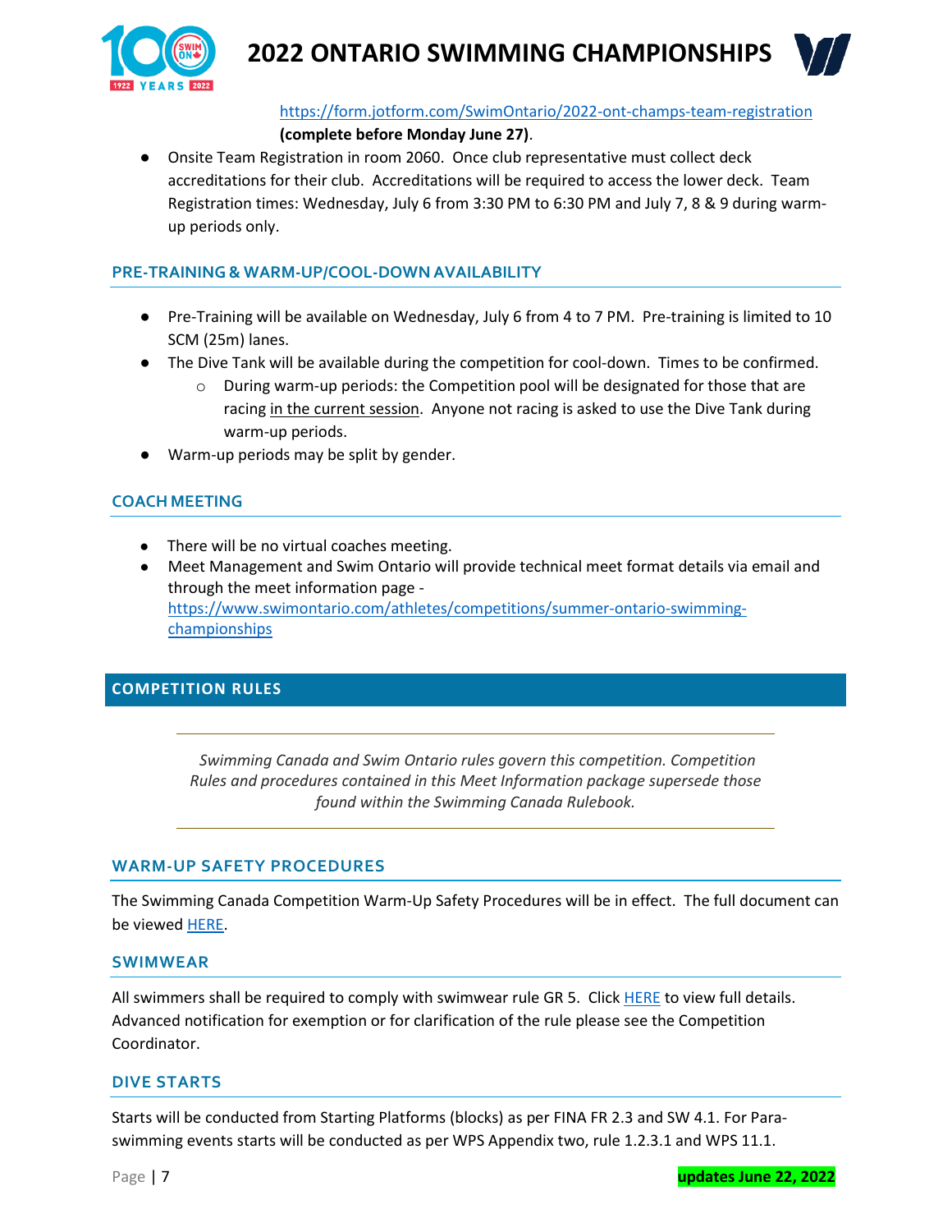https://form.jotform.com/SwimOntario/2022-ont-champs-team-registration **(complete before Monday June 27)**.

- Onsite Team Registration in room 2060. Once club representative must collect deck accreditations for their club. Accreditations will be required to access the lower deck. Team Registration times: Wednesday, July 6 from 3:30 PM to 6:30 PM and July 7, 8 & 9 during warm-up periods only.

### PRE-TRAINING & WARM-UP/COOL-DOWN AVAILABILITY

- Pre-Training will be available on Wednesday, July 6 from 4 to 7 PM. Pre-training is limited to 10 SCM (25m) lanes.
- The Dive Tank will be available during the competition for cool-down. Times to be confirmed.
  - During warm-up periods: the Competition pool will be designated for those that are racing in the current session. Anyone not racing is asked to use the Dive Tank during warm-up periods.
- Warm-up periods may be split by gender.

### COACH MEETING

- There will be no virtual coaches meeting.
- Meet Management and Swim Ontario will provide technical meet format details via email and through the meet information page - https://www.swimontario.com/athletes/competitions/summer-ontario-swimming-championships

## COMPETITION RULES

*Swimming Canada and Swim Ontario rules govern this competition. Competition Rules and procedures contained in this Meet Information package supersede those found within the Swimming Canada Rulebook.*

### WARM-UP SAFETY PROCEDURES

The Swimming Canada Competition Warm-Up Safety Procedures will be in effect. The full document can be viewed HERE.

### SWIMWEAR

All swimmers shall be required to comply with swimwear rule GR 5. Click HERE to view full details. Advanced notification for exemption or for clarification of the rule please see the Competition Coordinator.

### DIVE STARTS

Starts will be conducted from Starting Platforms (blocks) as per FINA FR 2.3 and SW 4.1. For Para-swimming events starts will be conducted as per WPS Appendix two, rule 1.2.3.1 and WPS 11.1.

**updates June 22, 2022**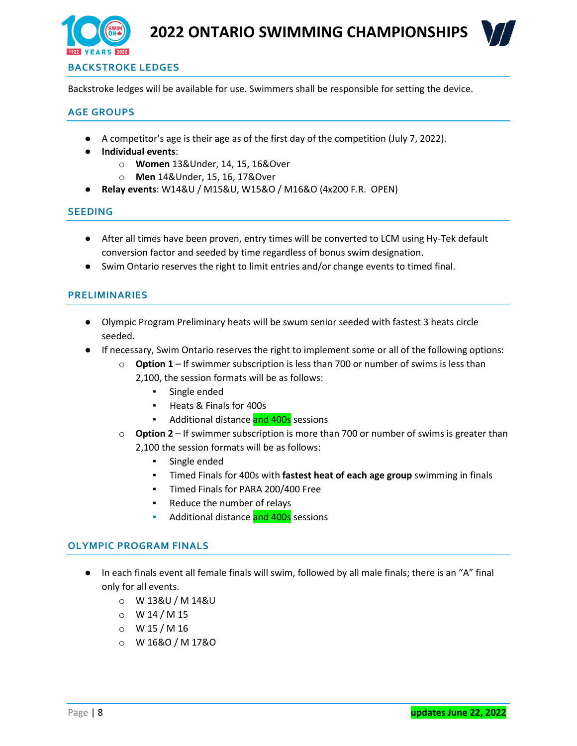## BACKSTROKE LEDGES

Backstroke ledges will be available for use. Swimmers shall be responsible for setting the device.

## AGE GROUPS

- A competitor's age is their age as of the first day of the competition (July 7, 2022).
- **Individual events**:
  - **Women** 13&Under, 14, 15, 16&Over
  - **Men** 14&Under, 15, 16, 17&Over
- **Relay events**: W14&U / M15&U, W15&O / M16&O (4x200 F.R. OPEN)

## SEEDING

- After all times have been proven, entry times will be converted to LCM using Hy-Tek default conversion factor and seeded by time regardless of bonus swim designation.
- Swim Ontario reserves the right to limit entries and/or change events to timed final.

## PRELIMINARIES

- Olympic Program Preliminary heats will be swum senior seeded with fastest 3 heats circle seeded.
- If necessary, Swim Ontario reserves the right to implement some or all of the following options:
  - **Option 1** – If swimmer subscription is less than 700 or number of swims is less than 2,100, the session formats will be as follows:
    - Single ended
    - Heats & Finals for 400s
    - Additional distance and 400s sessions
  - **Option 2** – If swimmer subscription is more than 700 or number of swims is greater than 2,100 the session formats will be as follows:
    - Single ended
    - Timed Finals for 400s with **fastest heat of each age group** swimming in finals
    - Timed Finals for PARA 200/400 Free
    - Reduce the number of relays
    - Additional distance and 400s sessions

## OLYMPIC PROGRAM FINALS

- In each finals event all female finals will swim, followed by all male finals; there is an "A" final only for all events.
  - W 13&U / M 14&U
  - W 14 / M 15
  - W 15 / M 16
  - W 16&O / M 17&O

updates June 22, 2022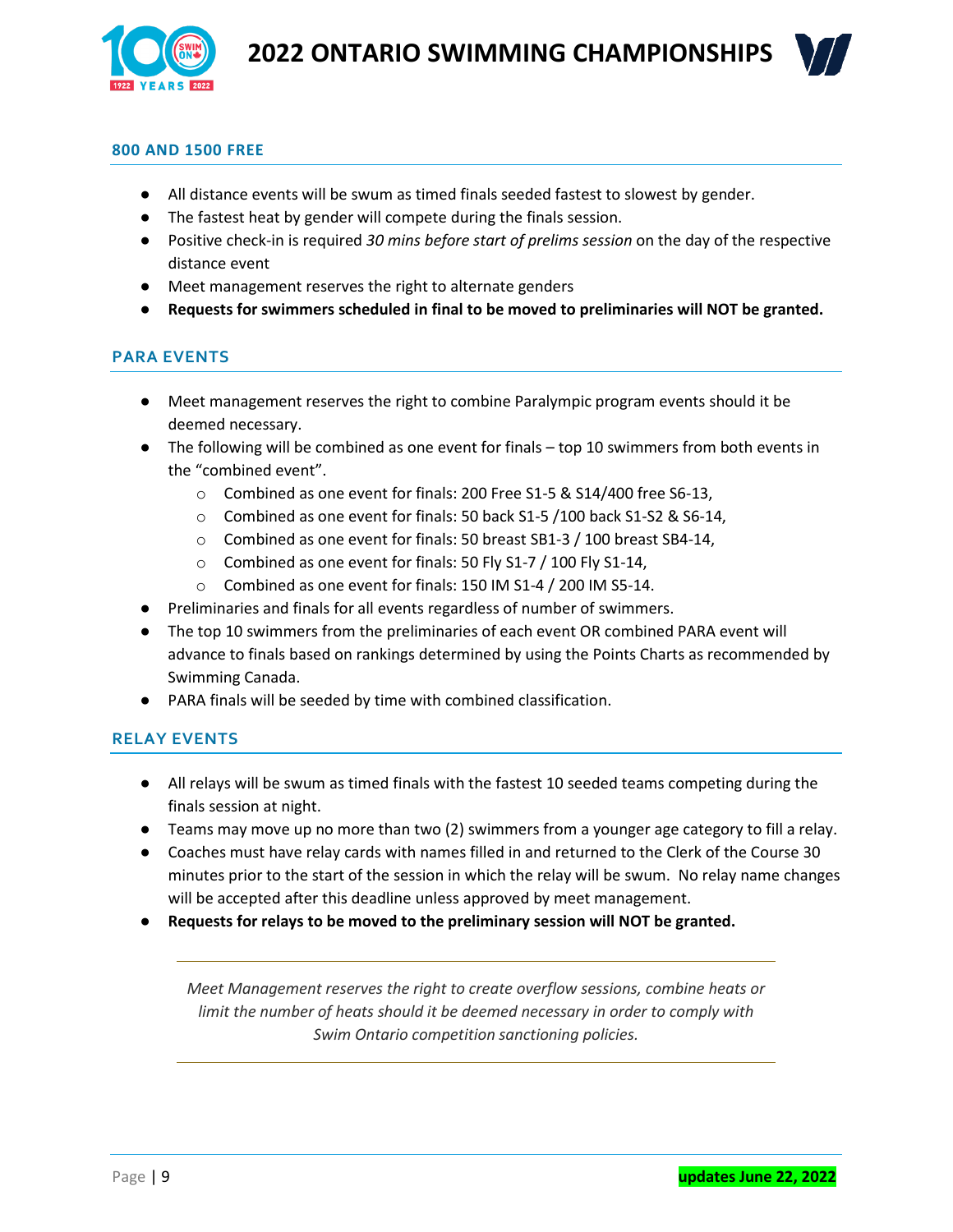## 800 AND 1500 FREE

- All distance events will be swum as timed finals seeded fastest to slowest by gender.
- The fastest heat by gender will compete during the finals session.
- Positive check-in is required *30 mins before start of prelims session* on the day of the respective distance event
- Meet management reserves the right to alternate genders
- **Requests for swimmers scheduled in final to be moved to preliminaries will NOT be granted.**

## PARA EVENTS

- Meet management reserves the right to combine Paralympic program events should it be deemed necessary.
- The following will be combined as one event for finals – top 10 swimmers from both events in the "combined event".
  - Combined as one event for finals: 200 Free S1-5 & S14/400 free S6-13,
  - Combined as one event for finals: 50 back S1-5 /100 back S1-S2 & S6-14,
  - Combined as one event for finals: 50 breast SB1-3 / 100 breast SB4-14,
  - Combined as one event for finals: 50 Fly S1-7 / 100 Fly S1-14,
  - Combined as one event for finals: 150 IM S1-4 / 200 IM S5-14.
- Preliminaries and finals for all events regardless of number of swimmers.
- The top 10 swimmers from the preliminaries of each event OR combined PARA event will advance to finals based on rankings determined by using the Points Charts as recommended by Swimming Canada.
- PARA finals will be seeded by time with combined classification.

## RELAY EVENTS

- All relays will be swum as timed finals with the fastest 10 seeded teams competing during the finals session at night.
- Teams may move up no more than two (2) swimmers from a younger age category to fill a relay.
- Coaches must have relay cards with names filled in and returned to the Clerk of the Course 30 minutes prior to the start of the session in which the relay will be swum. No relay name changes will be accepted after this deadline unless approved by meet management.
- **Requests for relays to be moved to the preliminary session will NOT be granted.**

---

*Meet Management reserves the right to create overflow sessions, combine heats or limit the number of heats should it be deemed necessary in order to comply with Swim Ontario competition sanctioning policies.*

---

updates June 22, 2022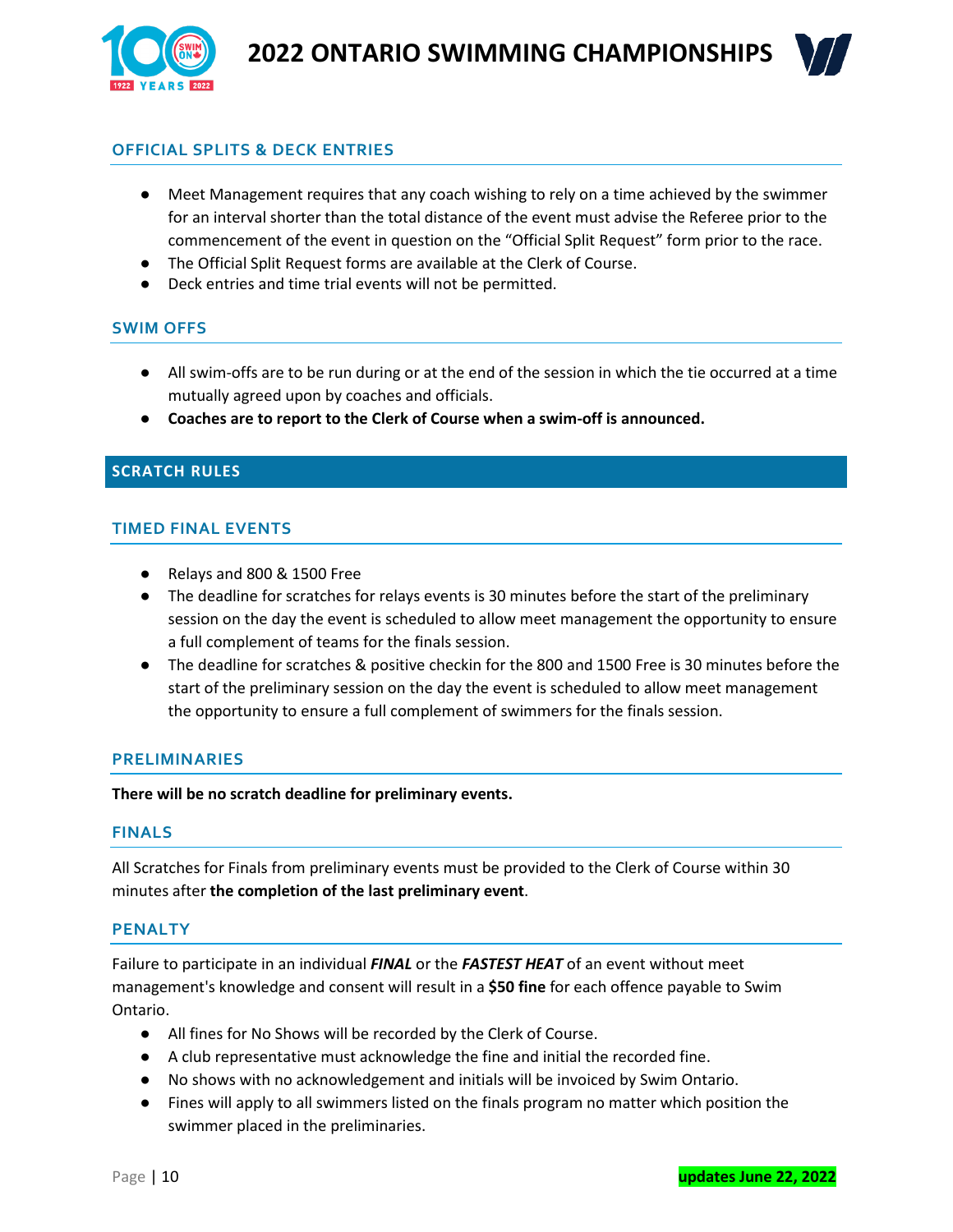## OFFICIAL SPLITS & DECK ENTRIES

- Meet Management requires that any coach wishing to rely on a time achieved by the swimmer for an interval shorter than the total distance of the event must advise the Referee prior to the commencement of the event in question on the "Official Split Request" form prior to the race.
- The Official Split Request forms are available at the Clerk of Course.
- Deck entries and time trial events will not be permitted.

## SWIM OFFS

- All swim-offs are to be run during or at the end of the session in which the tie occurred at a time mutually agreed upon by coaches and officials.
- **Coaches are to report to the Clerk of Course when a swim-off is announced.**

# SCRATCH RULES

## TIMED FINAL EVENTS

- Relays and 800 & 1500 Free
- The deadline for scratches for relays events is 30 minutes before the start of the preliminary session on the day the event is scheduled to allow meet management the opportunity to ensure a full complement of teams for the finals session.
- The deadline for scratches & positive checkin for the 800 and 1500 Free is 30 minutes before the start of the preliminary session on the day the event is scheduled to allow meet management the opportunity to ensure a full complement of swimmers for the finals session.

## PRELIMINARIES

**There will be no scratch deadline for preliminary events.**

## FINALS

All Scratches for Finals from preliminary events must be provided to the Clerk of Course within 30 minutes after **the completion of the last preliminary event**.

## PENALTY

Failure to participate in an individual ***FINAL*** or the ***FASTEST HEAT*** of an event without meet management's knowledge and consent will result in a **$50 fine** for each offence payable to Swim Ontario.

- All fines for No Shows will be recorded by the Clerk of Course.
- A club representative must acknowledge the fine and initial the recorded fine.
- No shows with no acknowledgement and initials will be invoiced by Swim Ontario.
- Fines will apply to all swimmers listed on the finals program no matter which position the swimmer placed in the preliminaries.

updates June 22, 2022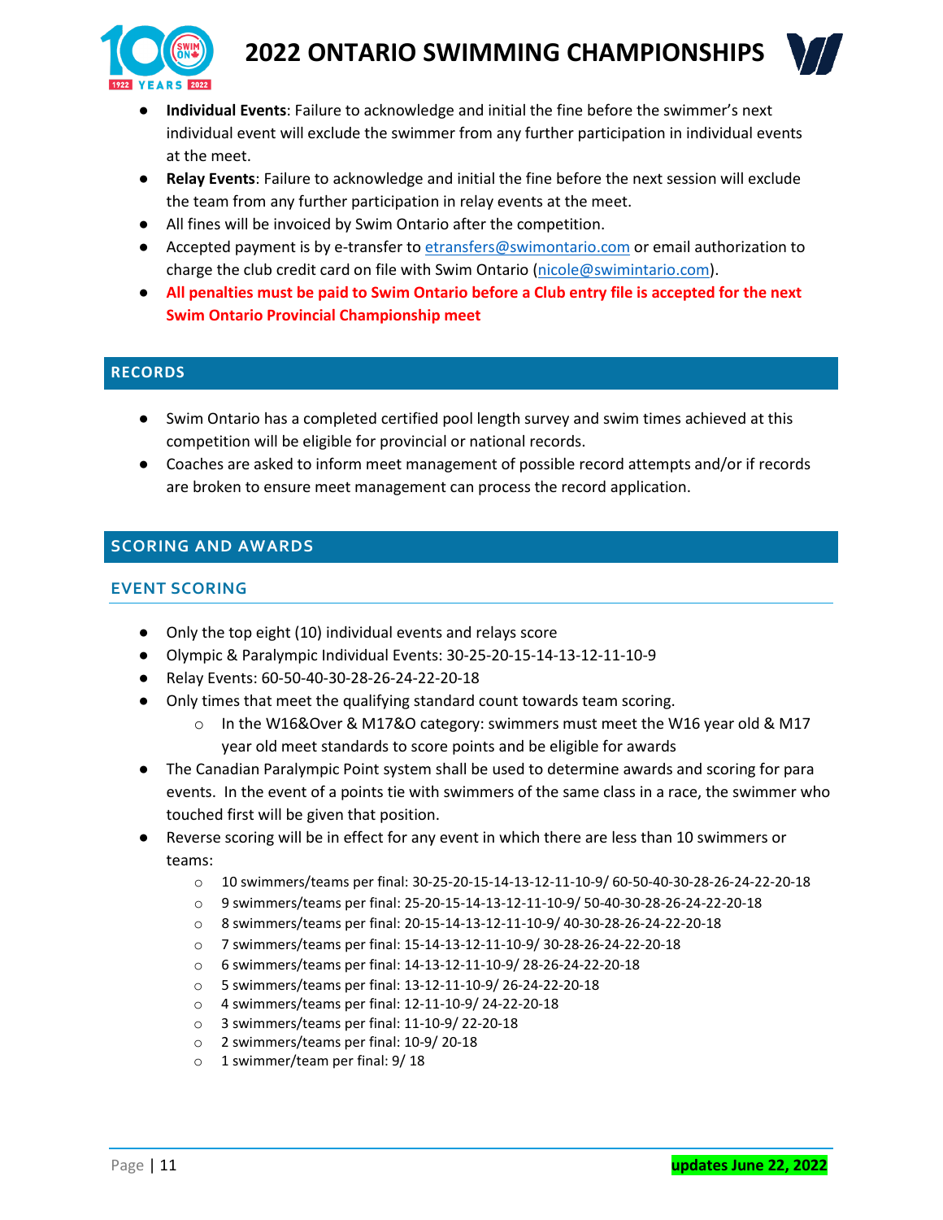- **Individual Events**: Failure to acknowledge and initial the fine before the swimmer's next individual event will exclude the swimmer from any further participation in individual events at the meet.
- **Relay Events**: Failure to acknowledge and initial the fine before the next session will exclude the team from any further participation in relay events at the meet.
- All fines will be invoiced by Swim Ontario after the competition.
- Accepted payment is by e-transfer to etransfers@swimontario.com or email authorization to charge the club credit card on file with Swim Ontario (nicole@swimintario.com).
- **All penalties must be paid to Swim Ontario before a Club entry file is accepted for the next Swim Ontario Provincial Championship meet**

## RECORDS

- Swim Ontario has a completed certified pool length survey and swim times achieved at this competition will be eligible for provincial or national records.
- Coaches are asked to inform meet management of possible record attempts and/or if records are broken to ensure meet management can process the record application.

## SCORING AND AWARDS

### EVENT SCORING

- Only the top eight (10) individual events and relays score
- Olympic & Paralympic Individual Events: 30-25-20-15-14-13-12-11-10-9
- Relay Events: 60-50-40-30-28-26-24-22-20-18
- Only times that meet the qualifying standard count towards team scoring.
  - In the W16&Over & M17&O category: swimmers must meet the W16 year old & M17 year old meet standards to score points and be eligible for awards
- The Canadian Paralympic Point system shall be used to determine awards and scoring for para events. In the event of a points tie with swimmers of the same class in a race, the swimmer who touched first will be given that position.
- Reverse scoring will be in effect for any event in which there are less than 10 swimmers or teams:
  - 10 swimmers/teams per final: 30-25-20-15-14-13-12-11-10-9/ 60-50-40-30-28-26-24-22-20-18
  - 9 swimmers/teams per final: 25-20-15-14-13-12-11-10-9/ 50-40-30-28-26-24-22-20-18
  - 8 swimmers/teams per final: 20-15-14-13-12-11-10-9/ 40-30-28-26-24-22-20-18
  - 7 swimmers/teams per final: 15-14-13-12-11-10-9/ 30-28-26-24-22-20-18
  - 6 swimmers/teams per final: 14-13-12-11-10-9/ 28-26-24-22-20-18
  - 5 swimmers/teams per final: 13-12-11-10-9/ 26-24-22-20-18
  - 4 swimmers/teams per final: 12-11-10-9/ 24-22-20-18
  - 3 swimmers/teams per final: 11-10-9/ 22-20-18
  - 2 swimmers/teams per final: 10-9/ 20-18
  - 1 swimmer/team per final: 9/ 18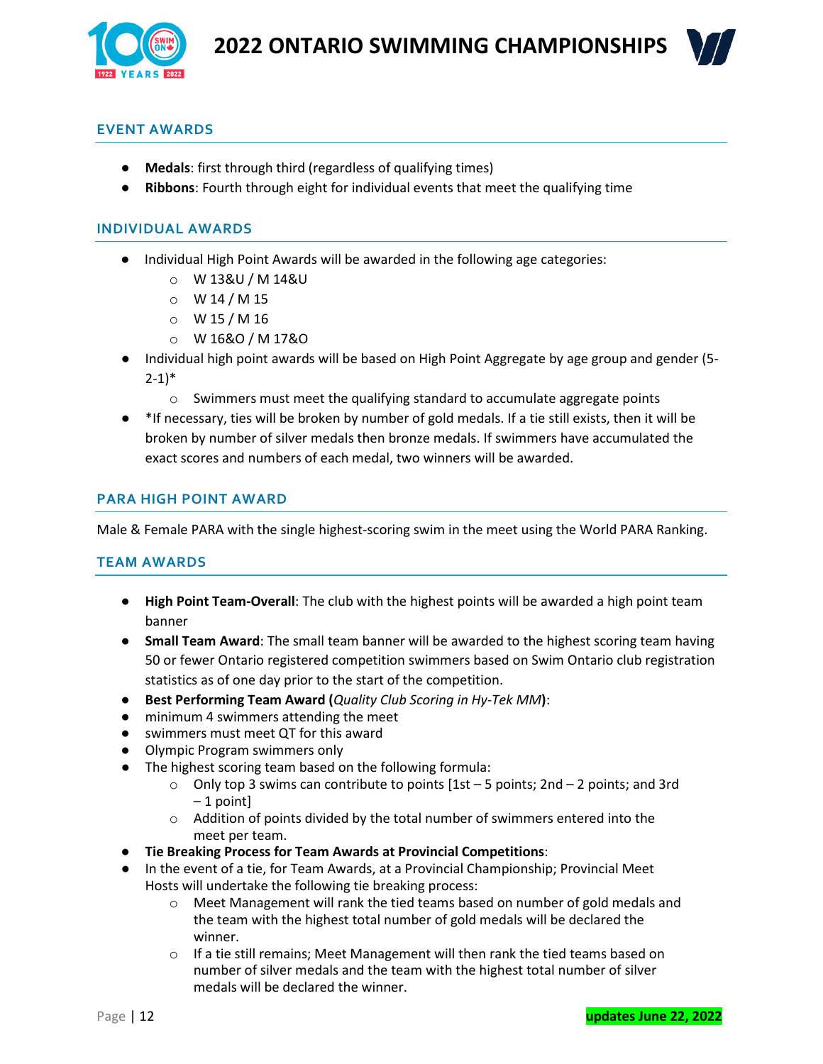## EVENT AWARDS

- **Medals**: first through third (regardless of qualifying times)
- **Ribbons**: Fourth through eight for individual events that meet the qualifying time

## INDIVIDUAL AWARDS

- Individual High Point Awards will be awarded in the following age categories:
  - W 13&U / M 14&U
  - W 14 / M 15
  - W 15 / M 16
  - W 16&O / M 17&O
- Individual high point awards will be based on High Point Aggregate by age group and gender (5-2-1)*
  - Swimmers must meet the qualifying standard to accumulate aggregate points
- *If necessary, ties will be broken by number of gold medals. If a tie still exists, then it will be broken by number of silver medals then bronze medals. If swimmers have accumulated the exact scores and numbers of each medal, two winners will be awarded.

## PARA HIGH POINT AWARD

Male & Female PARA with the single highest-scoring swim in the meet using the World PARA Ranking.

## TEAM AWARDS

- **High Point Team-Overall**: The club with the highest points will be awarded a high point team banner
- **Small Team Award**: The small team banner will be awarded to the highest scoring team having 50 or fewer Ontario registered competition swimmers based on Swim Ontario club registration statistics as of one day prior to the start of the competition.
- **Best Performing Team Award (*Quality Club Scoring in Hy-Tek MM*)**:
- minimum 4 swimmers attending the meet
- swimmers must meet QT for this award
- Olympic Program swimmers only
- The highest scoring team based on the following formula:
  - Only top 3 swims can contribute to points [1st – 5 points; 2nd – 2 points; and 3rd – 1 point]
  - Addition of points divided by the total number of swimmers entered into the meet per team.
- **Tie Breaking Process for Team Awards at Provincial Competitions**:
- In the event of a tie, for Team Awards, at a Provincial Championship; Provincial Meet Hosts will undertake the following tie breaking process:
  - Meet Management will rank the tied teams based on number of gold medals and the team with the highest total number of gold medals will be declared the winner.
  - If a tie still remains; Meet Management will then rank the tied teams based on number of silver medals and the team with the highest total number of silver medals will be declared the winner.

updates June 22, 2022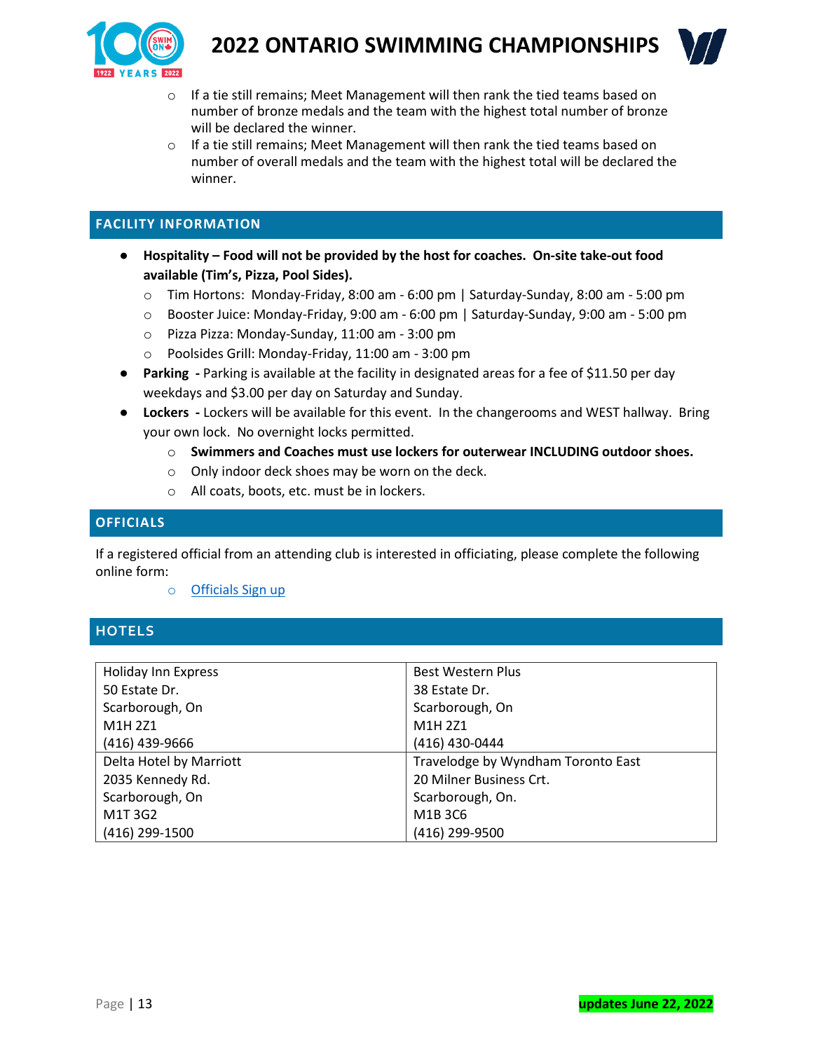- If a tie still remains; Meet Management will then rank the tied teams based on number of bronze medals and the team with the highest total number of bronze will be declared the winner.
- If a tie still remains; Meet Management will then rank the tied teams based on number of overall medals and the team with the highest total will be declared the winner.

## FACILITY INFORMATION

- **Hospitality – Food will not be provided by the host for coaches. On-site take-out food available (Tim's, Pizza, Pool Sides).**
  - Tim Hortons: Monday-Friday, 8:00 am - 6:00 pm | Saturday-Sunday, 8:00 am - 5:00 pm
  - Booster Juice: Monday-Friday, 9:00 am - 6:00 pm | Saturday-Sunday, 9:00 am - 5:00 pm
  - Pizza Pizza: Monday-Sunday, 11:00 am - 3:00 pm
  - Poolsides Grill: Monday-Friday, 11:00 am - 3:00 pm
- **Parking** - Parking is available at the facility in designated areas for a fee of $11.50 per day weekdays and $3.00 per day on Saturday and Sunday.
- **Lockers** - Lockers will be available for this event. In the changerooms and WEST hallway. Bring your own lock. No overnight locks permitted.
  - **Swimmers and Coaches must use lockers for outerwear INCLUDING outdoor shoes.**
  - Only indoor deck shoes may be worn on the deck.
  - All coats, boots, etc. must be in lockers.

## OFFICIALS

If a registered official from an attending club is interested in officiating, please complete the following online form:

- Officials Sign up

## HOTELS

| | |
|---|---|
| Holiday Inn Express<br>50 Estate Dr.<br>Scarborough, On<br>M1H 2Z1<br>(416) 439-9666 | Best Western Plus<br>38 Estate Dr.<br>Scarborough, On<br>M1H 2Z1<br>(416) 430-0444 |
| Delta Hotel by Marriott<br>2035 Kennedy Rd.<br>Scarborough, On<br>M1T 3G2<br>(416) 299-1500 | Travelodge by Wyndham Toronto East<br>20 Milner Business Crt.<br>Scarborough, On.<br>M1B 3C6<br>(416) 299-9500 |

updates June 22, 2022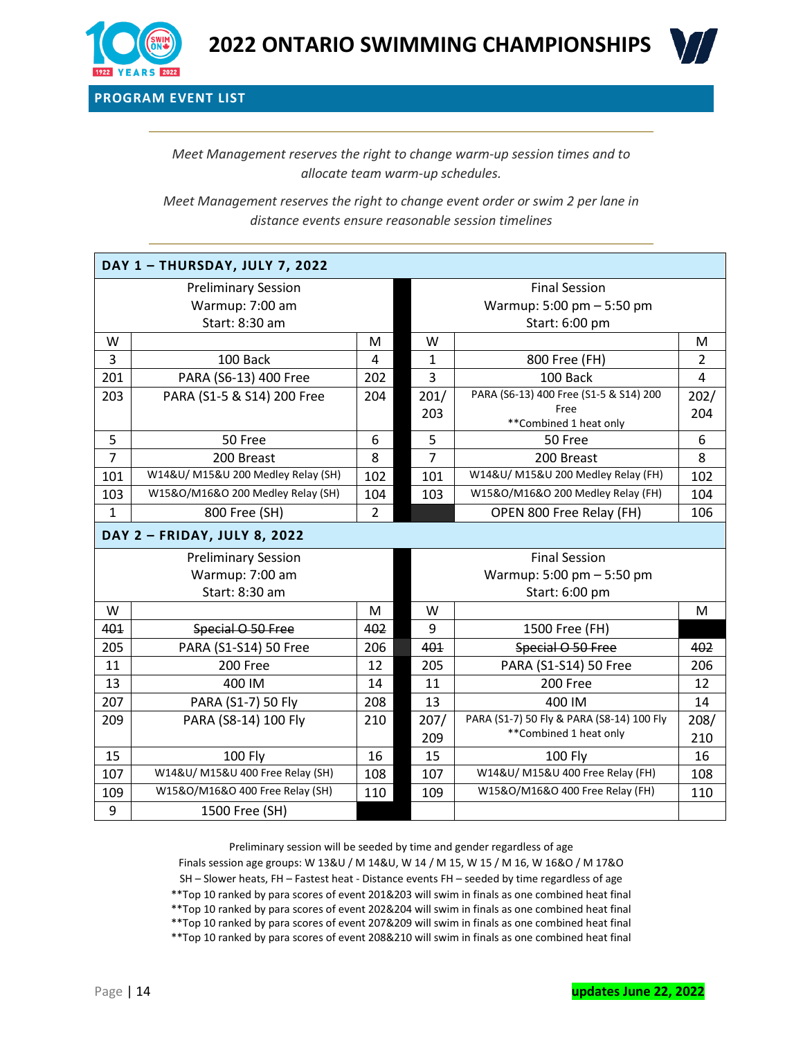# 2022 ONTARIO SWIMMING CHAMPIONSHIPS

## PROGRAM EVENT LIST

*Meet Management reserves the right to change warm-up session times and to allocate team warm-up schedules.*

*Meet Management reserves the right to change event order or swim 2 per lane in distance events ensure reasonable session timelines*

| DAY 1 – THURSDAY, JULY 7, 2022 | | | | | | |
|---|---|---|---|---|---|---|
| Preliminary Session<br>Warmup: 7:00 am<br>Start: 8:30 am | | | | Final Session<br>Warmup: 5:00 pm – 5:50 pm<br>Start: 6:00 pm | | |
| W | | M | | W | | M |
| 3 | 100 Back | 4 | | 1 | 800 Free (FH) | 2 |
| 201 | PARA (S6-13) 400 Free | 202 | | 3 | 100 Back | 4 |
| 203 | PARA (S1-5 & S14) 200 Free | 204 | | 201/ 203 | PARA (S6-13) 400 Free (S1-5 & S14) 200 Free<br>**Combined 1 heat only | 202/ 204 |
| 5 | 50 Free | 6 | | 5 | 50 Free | 6 |
| 7 | 200 Breast | 8 | | 7 | 200 Breast | 8 |
| 101 | W14&U/ M15&U 200 Medley Relay (SH) | 102 | | 101 | W14&U/ M15&U 200 Medley Relay (FH) | 102 |
| 103 | W15&O/M16&O 200 Medley Relay (SH) | 104 | | 103 | W15&O/M16&O 200 Medley Relay (FH) | 104 |
| 1 | 800 Free (SH) | 2 | | | OPEN 800 Free Relay (FH) | 106 |

| DAY 2 – FRIDAY, JULY 8, 2022 | | | | | | |
|---|---|---|---|---|---|---|
| Preliminary Session<br>Warmup: 7:00 am<br>Start: 8:30 am | | | | Final Session<br>Warmup: 5:00 pm – 5:50 pm<br>Start: 6:00 pm | | |
| W | | M | | W | | M |
| ~~401~~ | ~~Special O 50 Free~~ | ~~402~~ | | 9 | 1500 Free (FH) | |
| 205 | PARA (S1-S14) 50 Free | 206 | | ~~401~~ | ~~Special O 50 Free~~ | ~~402~~ |
| 11 | 200 Free | 12 | | 205 | PARA (S1-S14) 50 Free | 206 |
| 13 | 400 IM | 14 | | 11 | 200 Free | 12 |
| 207 | PARA (S1-7) 50 Fly | 208 | | 13 | 400 IM | 14 |
| 209 | PARA (S8-14) 100 Fly | 210 | | 207/ 209 | PARA (S1-7) 50 Fly & PARA (S8-14) 100 Fly<br>**Combined 1 heat only | 208/ 210 |
| 15 | 100 Fly | 16 | | 15 | 100 Fly | 16 |
| 107 | W14&U/ M15&U 400 Free Relay (SH) | 108 | | 107 | W14&U/ M15&U 400 Free Relay (FH) | 108 |
| 109 | W15&O/M16&O 400 Free Relay (SH) | 110 | | 109 | W15&O/M16&O 400 Free Relay (FH) | 110 |
| 9 | 1500 Free (SH) | | | | | |

Preliminary session will be seeded by time and gender regardless of age
Finals session age groups: W 13&U / M 14&U, W 14 / M 15, W 15 / M 16, W 16&O / M 17&O
SH – Slower heats, FH – Fastest heat - Distance events FH – seeded by time regardless of age
**Top 10 ranked by para scores of event 201&203 will swim in finals as one combined heat final
**Top 10 ranked by para scores of event 202&204 will swim in finals as one combined heat final
**Top 10 ranked by para scores of event 207&209 will swim in finals as one combined heat final
**Top 10 ranked by para scores of event 208&210 will swim in finals as one combined heat final

**updates June 22, 2022**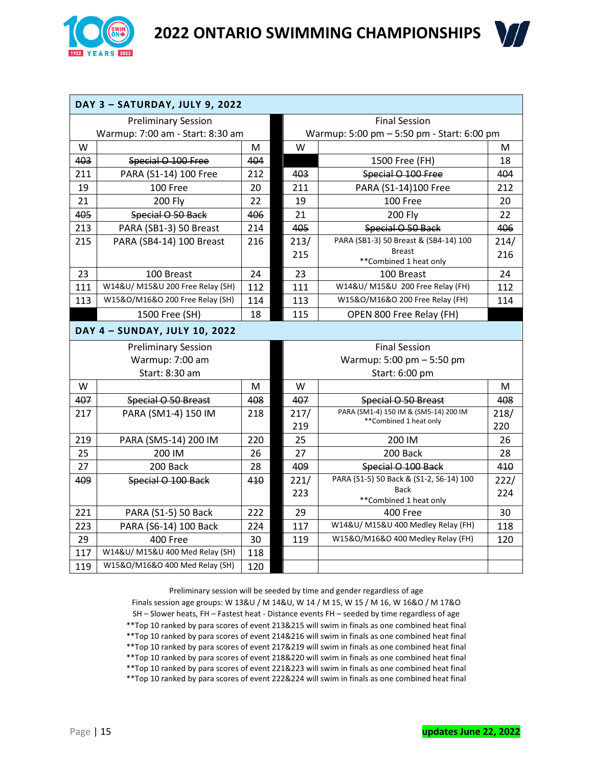## DAY 3 – SATURDAY, JULY 9, 2022

| Preliminary Session<br>Warmup: 7:00 am - Start: 8:30 am | | | Final Session<br>Warmup: 5:00 pm – 5:50 pm - Start: 6:00 pm | | |
|---|---|---|---|---|---|
| W | | M | W | | M |
| ~~403~~ | ~~Special O 100 Free~~ | ~~404~~ | | 1500 Free (FH) | 18 |
| 211 | PARA (S1-14) 100 Free | 212 | ~~403~~ | ~~Special O 100 Free~~ | ~~404~~ |
| 19 | 100 Free | 20 | 211 | PARA (S1-14)100 Free | 212 |
| 21 | 200 Fly | 22 | 19 | 100 Free | 20 |
| ~~405~~ | ~~Special O 50 Back~~ | ~~406~~ | 21 | 200 Fly | 22 |
| 213 | PARA (SB1-3) 50 Breast | 214 | ~~405~~ | ~~Special O 50 Back~~ | ~~406~~ |
| 215 | PARA (SB4-14) 100 Breast | 216 | 213/ 215 | PARA (SB1-3) 50 Breast & (SB4-14) 100 Breast<br>**Combined 1 heat only | 214/ 216 |
| 23 | 100 Breast | 24 | 23 | 100 Breast | 24 |
| 111 | W14&U/ M15&U 200 Free Relay (SH) | 112 | 111 | W14&U/ M15&U 200 Free Relay (FH) | 112 |
| 113 | W15&O/M16&O 200 Free Relay (SH) | 114 | 113 | W15&O/M16&O 200 Free Relay (FH) | 114 |
| | 1500 Free (SH) | 18 | 115 | OPEN 800 Free Relay (FH) | |

## DAY 4 – SUNDAY, JULY 10, 2022

| Preliminary Session<br>Warmup: 7:00 am<br>Start: 8:30 am | | | Final Session<br>Warmup: 5:00 pm – 5:50 pm<br>Start: 6:00 pm | | |
|---|---|---|---|---|---|
| W | | M | W | | M |
| ~~407~~ | ~~Special O 50 Breast~~ | ~~408~~ | ~~407~~ | ~~Special O 50 Breast~~ | ~~408~~ |
| 217 | PARA (SM1-4) 150 IM | 218 | 217/ 219 | PARA (SM1-4) 150 IM & (SM5-14) 200 IM<br>**Combined 1 heat only | 218/ 220 |
| 219 | PARA (SM5-14) 200 IM | 220 | 25 | 200 IM | 26 |
| 25 | 200 IM | 26 | 27 | 200 Back | 28 |
| 27 | 200 Back | 28 | ~~409~~ | ~~Special O 100 Back~~ | ~~410~~ |
| ~~409~~ | ~~Special O 100 Back~~ | ~~410~~ | 221/ 223 | PARA (S1-5) 50 Back & (S1-2, S6-14) 100 Back<br>**Combined 1 heat only | 222/ 224 |
| 221 | PARA (S1-5) 50 Back | 222 | 29 | 400 Free | 30 |
| 223 | PARA (S6-14) 100 Back | 224 | 117 | W14&U/ M15&U 400 Medley Relay (FH) | 118 |
| 29 | 400 Free | 30 | 119 | W15&O/M16&O 400 Medley Relay (FH) | 120 |
| 117 | W14&U/ M15&U 400 Med Relay (SH) | 118 | | | |
| 119 | W15&O/M16&O 400 Med Relay (SH) | 120 | | | |

Preliminary session will be seeded by time and gender regardless of age
Finals session age groups: W 13&U / M 14&U, W 14 / M 15, W 15 / M 16, W 16&O / M 17&O
SH – Slower heats, FH – Fastest heat - Distance events FH – seeded by time regardless of age
**Top 10 ranked by para scores of event 213&215 will swim in finals as one combined heat final
**Top 10 ranked by para scores of event 214&216 will swim in finals as one combined heat final
**Top 10 ranked by para scores of event 217&219 will swim in finals as one combined heat final
**Top 10 ranked by para scores of event 218&220 will swim in finals as one combined heat final
**Top 10 ranked by para scores of event 221&223 will swim in finals as one combined heat final
**Top 10 ranked by para scores of event 222&224 will swim in finals as one combined heat final